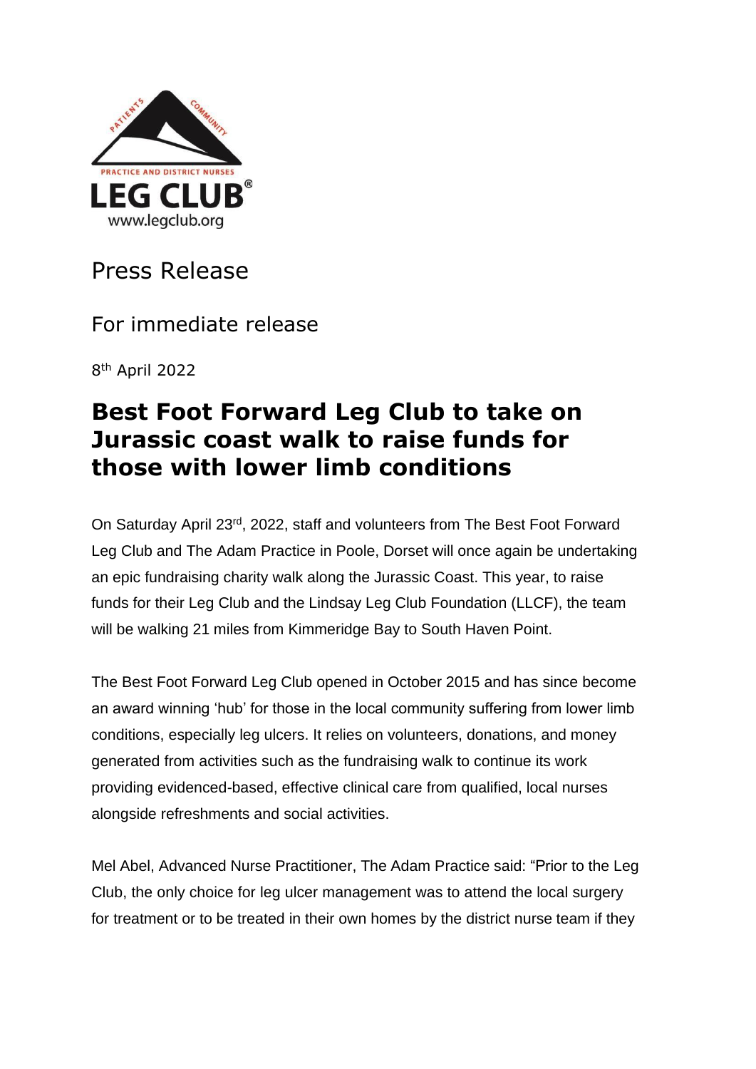Press Release

For immediate release

8th April 2022

# Best Foot Forward Leg Club to take on Jurassic coast walk to raise funds for those with lower limb conditions

On Saturday April 23rd, 2022, staff and volunteers from The Best Foot Forward Leg Club and The Adam Practice in Poole, Dorset will once again be undertaking an epic fundraising charity walk along the Jurassic Coast. This year, to raise funds for their Leg Club and the Lindsay Leg Club Foundation (LLCF), the team will be walking 21 miles from Kimmeridge Bay to South Haven Point.

The Best Foot Forward Leg Club opened in October 2015 and has since become an award winning 'hub' for those in the local community suffering from lower limb conditions, especially leg ulcers. It relies on volunteers, donations, and money generated from activities such as the fundraising walk to continue its work providing evidenced-based, effective clinical care from qualified, local nurses alongside refreshments and social activities.

Mel Abel, Advanced Nurse Practitioner, The Adam Practice said: "Prior to the Leg Club, the only choice for leg ulcer management was to attend the local surgery for treatment or to be treated in their own homes by the district nurse team if they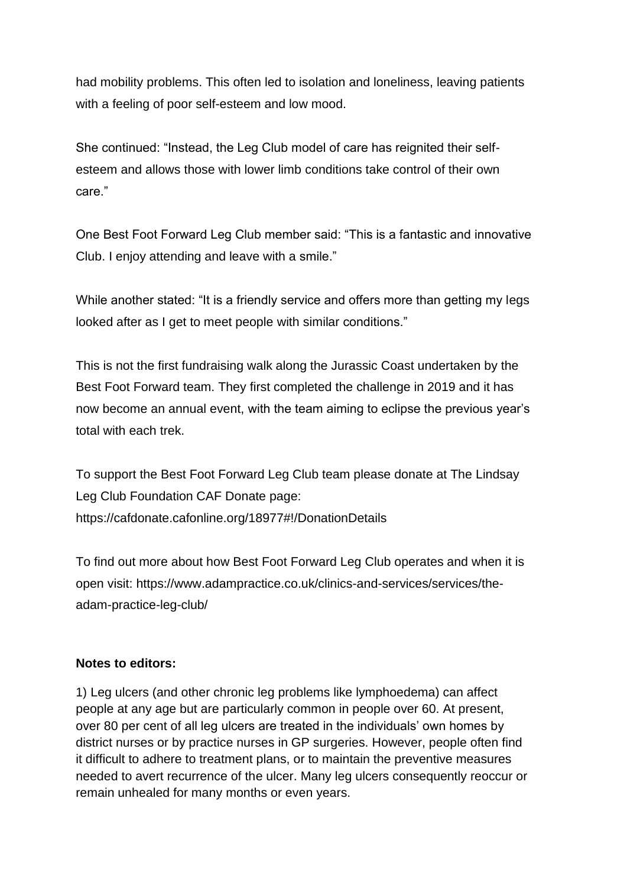had mobility problems. This often led to isolation and loneliness, leaving patients with a feeling of poor self-esteem and low mood.

She continued: “Instead, the Leg Club model of care has reignited their self-esteem and allows those with lower limb conditions take control of their own care.”

One Best Foot Forward Leg Club member said: “This is a fantastic and innovative Club. I enjoy attending and leave with a smile.”

While another stated: “It is a friendly service and offers more than getting my legs looked after as I get to meet people with similar conditions.”

This is not the first fundraising walk along the Jurassic Coast undertaken by the Best Foot Forward team. They first completed the challenge in 2019 and it has now become an annual event, with the team aiming to eclipse the previous year’s total with each trek.

To support the Best Foot Forward Leg Club team please donate at The Lindsay Leg Club Foundation CAF Donate page: https://cafdonate.cafonline.org/18977#!/DonationDetails

To find out more about how Best Foot Forward Leg Club operates and when it is open visit: https://www.adampractice.co.uk/clinics-and-services/services/the-adam-practice-leg-club/

**Notes to editors:**

1) Leg ulcers (and other chronic leg problems like lymphoedema) can affect people at any age but are particularly common in people over 60. At present, over 80 per cent of all leg ulcers are treated in the individuals’ own homes by district nurses or by practice nurses in GP surgeries. However, people often find it difficult to adhere to treatment plans, or to maintain the preventive measures needed to avert recurrence of the ulcer. Many leg ulcers consequently reoccur or remain unhealed for many months or even years.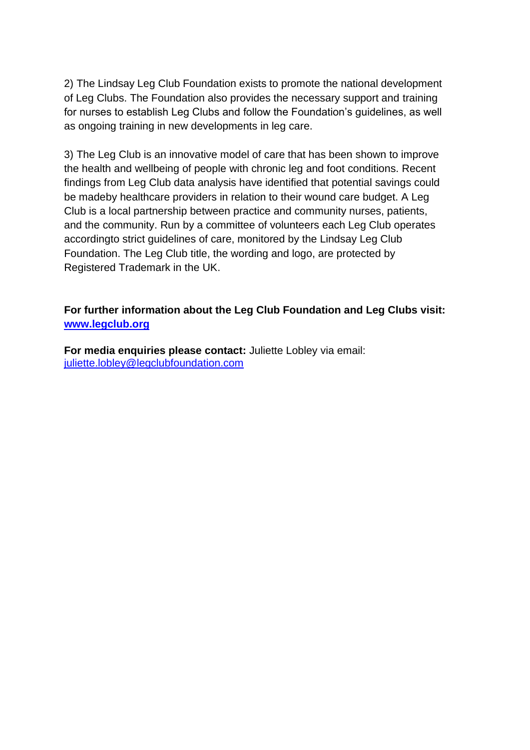2) The Lindsay Leg Club Foundation exists to promote the national development of Leg Clubs. The Foundation also provides the necessary support and training for nurses to establish Leg Clubs and follow the Foundation's guidelines, as well as ongoing training in new developments in leg care.

3) The Leg Club is an innovative model of care that has been shown to improve the health and wellbeing of people with chronic leg and foot conditions. Recent findings from Leg Club data analysis have identified that potential savings could be madeby healthcare providers in relation to their wound care budget. A Leg Club is a local partnership between practice and community nurses, patients, and the community. Run by a committee of volunteers each Leg Club operates accordingto strict guidelines of care, monitored by the Lindsay Leg Club Foundation. The Leg Club title, the wording and logo, are protected by Registered Trademark in the UK.

**For further information about the Leg Club Foundation and Leg Clubs visit: [www.legclub.org](http://www.legclub.org)**

**For media enquiries please contact:** Juliette Lobley via email: [juliette.lobley@legclubfoundation.com](mailto:juliette.lobley@legclubfoundation.com)